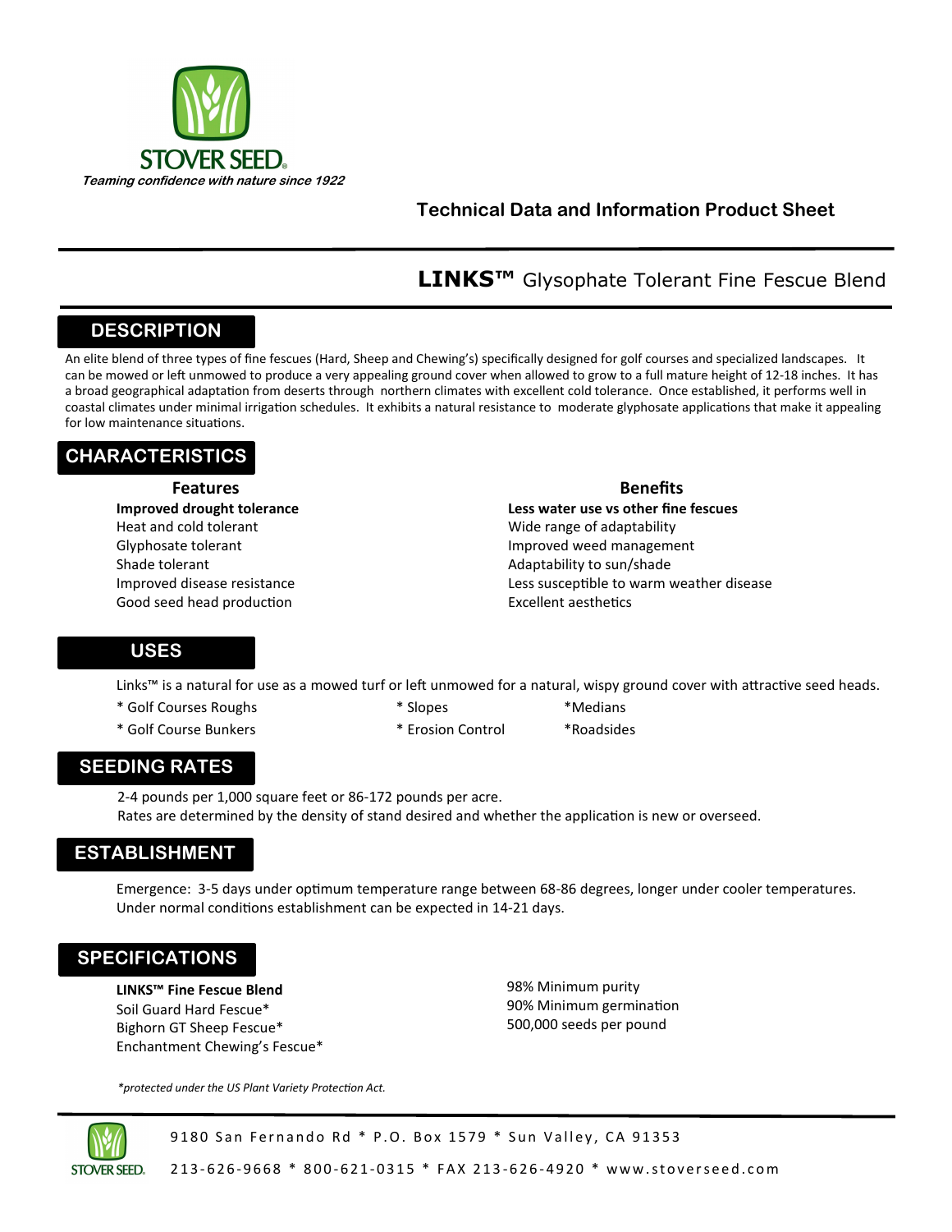STOVER SEED®

*Teaming confidence with nature since 1922*

**Technical Data and Information Product Sheet**

# **LINKS™** Glysophate Tolerant Fine Fescue Blend

## DESCRIPTION

An elite blend of three types of fine fescues (Hard, Sheep and Chewing's) specifically designed for golf courses and specialized landscapes. It can be mowed or left unmowed to produce a very appealing ground cover when allowed to grow to a full mature height of 12-18 inches. It has a broad geographical adaptation from deserts through northern climates with excellent cold tolerance. Once established, it performs well in coastal climates under minimal irrigation schedules. It exhibits a natural resistance to moderate glyphosate applications that make it appealing for low maintenance situations.

## CHARACTERISTICS

| Features | Benefits |
|---|---|
| **Improved drought tolerance** | **Less water use vs other fine fescues** |
| Heat and cold tolerant | Wide range of adaptability |
| Glyphosate tolerant | Improved weed management |
| Shade tolerant | Adaptability to sun/shade |
| Improved disease resistance | Less susceptible to warm weather disease |
| Good seed head production | Excellent aesthetics |

## USES

Links™ is a natural for use as a mowed turf or left unmowed for a natural, wispy ground cover with attractive seed heads.

* Golf Courses Roughs
* Golf Course Bunkers
* Slopes
* Erosion Control
* Medians
* Roadsides

## SEEDING RATES

2-4 pounds per 1,000 square feet or 86-172 pounds per acre.
Rates are determined by the density of stand desired and whether the application is new or overseed.

## ESTABLISHMENT

Emergence: 3-5 days under optimum temperature range between 68-86 degrees, longer under cooler temperatures.
Under normal conditions establishment can be expected in 14-21 days.

## SPECIFICATIONS

**LINKS™ Fine Fescue Blend**
Soil Guard Hard Fescue*
Bighorn GT Sheep Fescue*
Enchantment Chewing's Fescue*

98% Minimum purity
90% Minimum germination
500,000 seeds per pound

*\*protected under the US Plant Variety Protection Act.*

9180 San Fernando Rd * P.O. Box 1579 * Sun Valley, CA 91353
213-626-9668 * 800-621-0315 * FAX 213-626-4920 * www.stoverseed.com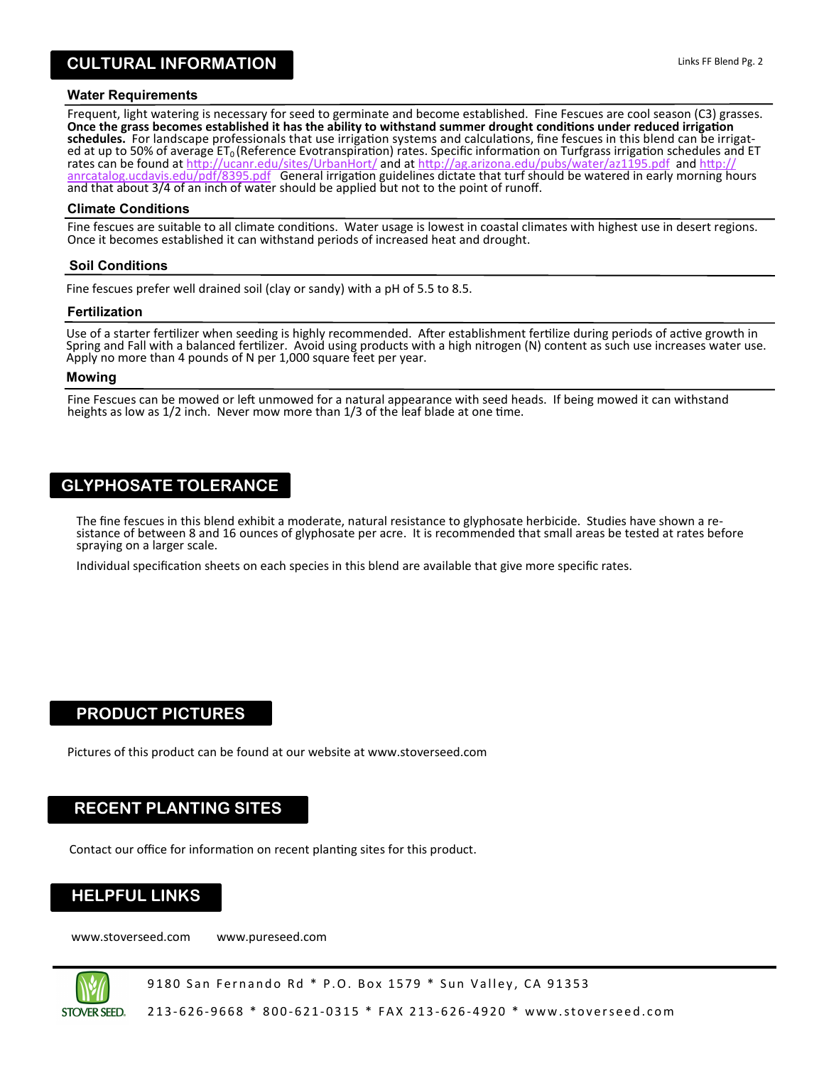## CULTURAL INFORMATION

### Water Requirements

Frequent, light watering is necessary for seed to germinate and become established. Fine Fescues are cool season (C3) grasses. **Once the grass becomes established it has the ability to withstand summer drought conditions under reduced irrigation schedules.** For landscape professionals that use irrigation systems and calculations, fine fescues in this blend can be irrigated at up to 50% of average $ET_0$ (Reference Evotranspiration) rates. Specific information on Turfgrass irrigation schedules and ET rates can be found at http://ucanr.edu/sites/UrbanHort/ and at http://ag.arizona.edu/pubs/water/az1195.pdf and http://anrcatalog.ucdavis.edu/pdf/8395.pdf General irrigation guidelines dictate that turf should be watered in early morning hours and that about 3/4 of an inch of water should be applied but not to the point of runoff.

### Climate Conditions

Fine fescues are suitable to all climate conditions. Water usage is lowest in coastal climates with highest use in desert regions. Once it becomes established it can withstand periods of increased heat and drought.

### Soil Conditions

Fine fescues prefer well drained soil (clay or sandy) with a pH of 5.5 to 8.5.

### Fertilization

Use of a starter fertilizer when seeding is highly recommended. After establishment fertilize during periods of active growth in Spring and Fall with a balanced fertilizer. Avoid using products with a high nitrogen (N) content as such use increases water use. Apply no more than 4 pounds of N per 1,000 square feet per year.

### Mowing

Fine Fescues can be mowed or left unmowed for a natural appearance with seed heads. If being mowed it can withstand heights as low as 1/2 inch. Never mow more than 1/3 of the leaf blade at one time.

## GLYPHOSATE TOLERANCE

The fine fescues in this blend exhibit a moderate, natural resistance to glyphosate herbicide. Studies have shown a resistance of between 8 and 16 ounces of glyphosate per acre. It is recommended that small areas be tested at rates before spraying on a larger scale.

Individual specification sheets on each species in this blend are available that give more specific rates.

## PRODUCT PICTURES

Pictures of this product can be found at our website at www.stoverseed.com

## RECENT PLANTING SITES

Contact our office for information on recent planting sites for this product.

## HELPFUL LINKS

www.stoverseed.com www.pureseed.com

STOVER SEED

9180 San Fernando Rd * P.O. Box 1579 * Sun Valley, CA 91353

213-626-9668 * 800-621-0315 * FAX 213-626-4920 * www.stoverseed.com